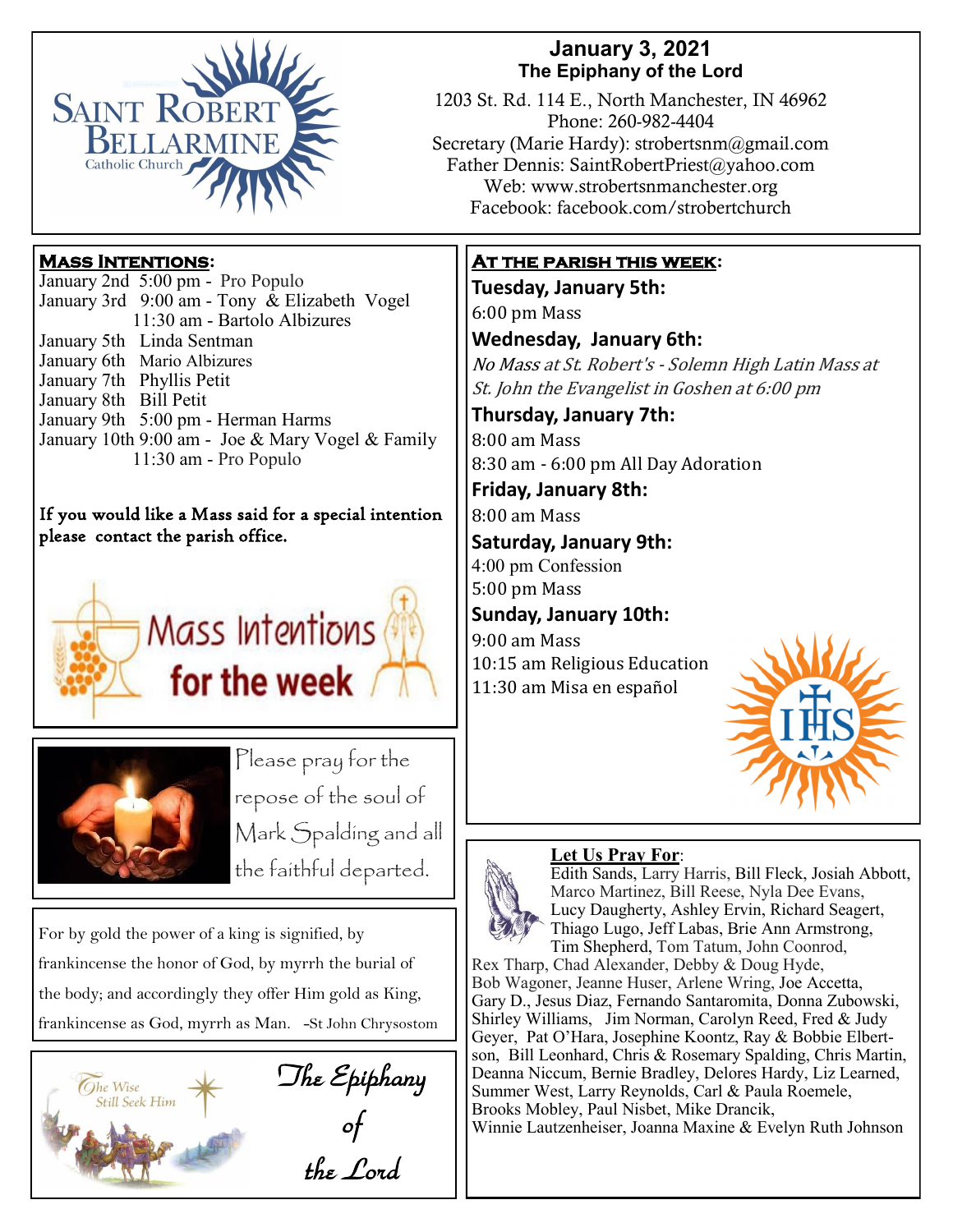# Saint Robert Bellarmine Catholic Church

**January 3, 2021**
**The Epiphany of the Lord**

1203 St. Rd. 114 E., North Manchester, IN 46962
Phone: 260-982-4404
Secretary (Marie Hardy): strobertsnm@gmail.com
Father Dennis: SaintRobertPriest@yahoo.com
Web: www.strobertsnmanchester.org
Facebook: facebook.com/strobertchurch

## Mass Intentions:

January 2nd 5:00 pm - Pro Populo
January 3rd 9:00 am - Tony & Elizabeth Vogel
11:30 am - Bartolo Albizures
January 5th Linda Sentman
January 6th Mario Albizures
January 7th Phyllis Petit
January 8th Bill Petit
January 9th 5:00 pm - Herman Harms
January 10th 9:00 am - Joe & Mary Vogel & Family
11:30 am - Pro Populo

**If you would like a Mass said for a special intention please contact the parish office.**

Mass Intentions for the week

Please pray for the repose of the soul of Mark Spalding and all the faithful departed.

For by gold the power of a king is signified, by frankincense the honor of God, by myrrh the burial of the body; and accordingly they offer Him gold as King, frankincense as God, myrrh as Man. -St John Chrysostom

The Wise Still Seek Him

*The Epiphany of the Lord*

## At the parish this week:

**Tuesday, January 5th:**
6:00 pm Mass

**Wednesday, January 6th:**
*No Mass at St. Robert's - Solemn High Latin Mass at St. John the Evangelist in Goshen at 6:00 pm*

**Thursday, January 7th:**
8:00 am Mass
8:30 am - 6:00 pm All Day Adoration

**Friday, January 8th:**
8:00 am Mass

**Saturday, January 9th:**
4:00 pm Confession
5:00 pm Mass

**Sunday, January 10th:**
9:00 am Mass
10:15 am Religious Education
11:30 am Misa en español

## Let Us Pray For:

Edith Sands, Larry Harris, Bill Fleck, Josiah Abbott, Marco Martinez, Bill Reese, Nyla Dee Evans, Lucy Daugherty, Ashley Ervin, Richard Seagert, Thiago Lugo, Jeff Labas, Brie Ann Armstrong, Tim Shepherd, Tom Tatum, John Coonrod, Rex Tharp, Chad Alexander, Debby & Doug Hyde, Bob Wagoner, Jeanne Huser, Arlene Wring, Joe Accetta, Gary D., Jesus Diaz, Fernando Santaromita, Donna Zubowski, Shirley Williams, Jim Norman, Carolyn Reed, Fred & Judy Geyer, Pat O'Hara, Josephine Koontz, Ray & Bobbie Elbertson, Bill Leonhard, Chris & Rosemary Spalding, Chris Martin, Deanna Niccum, Bernie Bradley, Delores Hardy, Liz Learned, Summer West, Larry Reynolds, Carl & Paula Roemele, Brooks Mobley, Paul Nisbet, Mike Drancik, Winnie Lautzenheiser, Joanna Maxine & Evelyn Ruth Johnson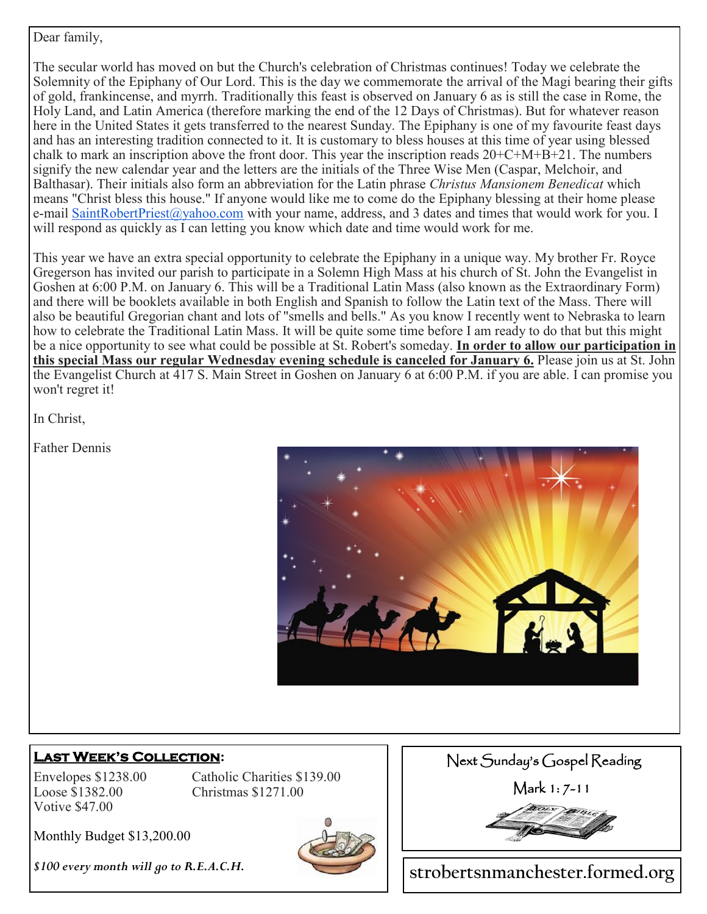Dear family,

The secular world has moved on but the Church's celebration of Christmas continues! Today we celebrate the Solemnity of the Epiphany of Our Lord. This is the day we commemorate the arrival of the Magi bearing their gifts of gold, frankincense, and myrrh. Traditionally this feast is observed on January 6 as is still the case in Rome, the Holy Land, and Latin America (therefore marking the end of the 12 Days of Christmas). But for whatever reason here in the United States it gets transferred to the nearest Sunday. The Epiphany is one of my favourite feast days and has an interesting tradition connected to it. It is customary to bless houses at this time of year using blessed chalk to mark an inscription above the front door. This year the inscription reads 20+C+M+B+21. The numbers signify the new calendar year and the letters are the initials of the Three Wise Men (Caspar, Melchoir, and Balthasar). Their initials also form an abbreviation for the Latin phrase *Christus Mansionem Benedicat* which means "Christ bless this house." If anyone would like me to come do the Epiphany blessing at their home please e-mail SaintRobertPriest@yahoo.com with your name, address, and 3 dates and times that would work for you. I will respond as quickly as I can letting you know which date and time would work for me.

This year we have an extra special opportunity to celebrate the Epiphany in a unique way. My brother Fr. Royce Gregerson has invited our parish to participate in a Solemn High Mass at his church of St. John the Evangelist in Goshen at 6:00 P.M. on January 6. This will be a Traditional Latin Mass (also known as the Extraordinary Form) and there will be booklets available in both English and Spanish to follow the Latin text of the Mass. There will also be beautiful Gregorian chant and lots of "smells and bells." As you know I recently went to Nebraska to learn how to celebrate the Traditional Latin Mass. It will be quite some time before I am ready to do that but this might be a nice opportunity to see what could be possible at St. Robert's someday. **In order to allow our participation in this special Mass our regular Wednesday evening schedule is canceled for January 6.** Please join us at St. John the Evangelist Church at 417 S. Main Street in Goshen on January 6 at 6:00 P.M. if you are able. I can promise you won't regret it!

In Christ,

Father Dennis

**Last Week's Collection:**

Envelopes $1238.00
Loose $1382.00
Votive $47.00
Catholic Charities $139.00
Christmas $1271.00

Monthly Budget $13,200.00

*$100 every month will go to R.E.A.C.H.*

Next Sunday's Gospel Reading

Mark 1: 7-11

strobertsnmanchester.formed.org